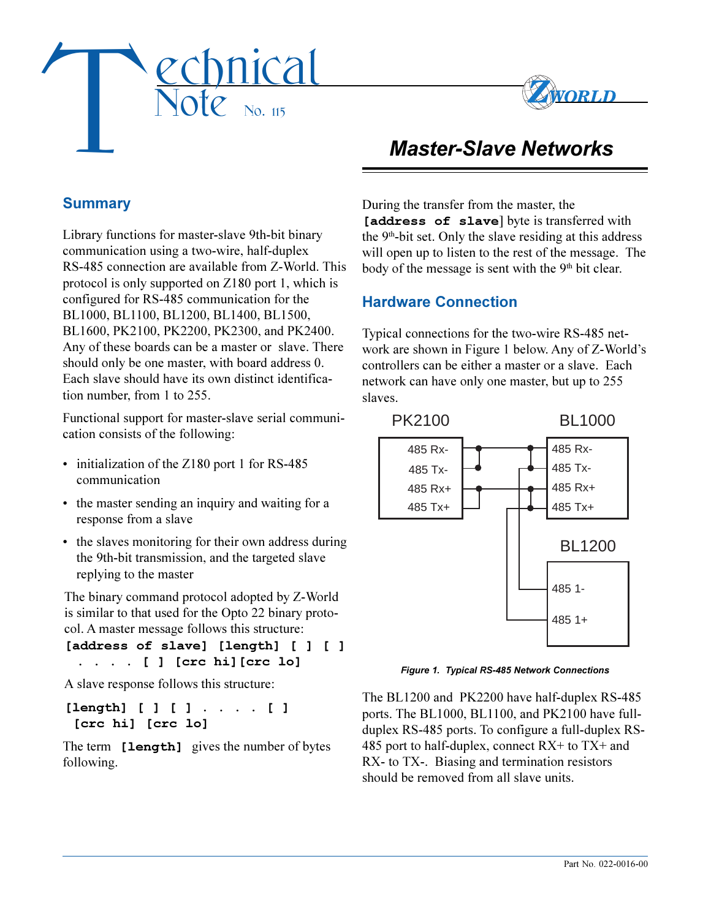# Technical Note No. 115

# Master-Slave Networks

## Summary

Library functions for master-slave 9th-bit binary communication using a two-wire, half-duplex RS-485 connection are available from Z-World. This protocol is only supported on Z180 port 1, which is configured for RS-485 communication for the BL1000, BL1100, BL1200, BL1400, BL1500, BL1600, PK2100, PK2200, PK2300, and PK2400. Any of these boards can be a master or slave. There should only be one master, with board address 0. Each slave should have its own distinct identification number, from 1 to 255.

Functional support for master-slave serial communication consists of the following:

- initialization of the Z180 port 1 for RS-485 communication
- the master sending an inquiry and waiting for a response from a slave
- the slaves monitoring for their own address during the 9th-bit transmission, and the targeted slave replying to the master

The binary command protocol adopted by Z-World is similar to that used for the Opto 22 binary protocol. A master message follows this structure:

```
[address of slave] [length] [ ] [ ]
  . . . . [ ] [crc hi][crc lo]
```

A slave response follows this structure:

```
[length] [ ] [ ] . . . . [ ]
 [crc hi] [crc lo]
```

The term **[length]** gives the number of bytes following.

During the transfer from the master, the **[address of slave]** byte is transferred with the 9th-bit set. Only the slave residing at this address will open up to listen to the rest of the message. The body of the message is sent with the 9th bit clear.

## Hardware Connection

Typical connections for the two-wire RS-485 network are shown in Figure 1 below. Any of Z-World's controllers can be either a master or a slave. Each network can have only one master, but up to 255 slaves.

*Figure 1. Typical RS-485 Network Connections*

The BL1200 and PK2200 have half-duplex RS-485 ports. The BL1000, BL1100, and PK2100 have full-duplex RS-485 ports. To configure a full-duplex RS-485 port to half-duplex, connect RX+ to TX+ and RX- to TX-. Biasing and termination resistors should be removed from all slave units.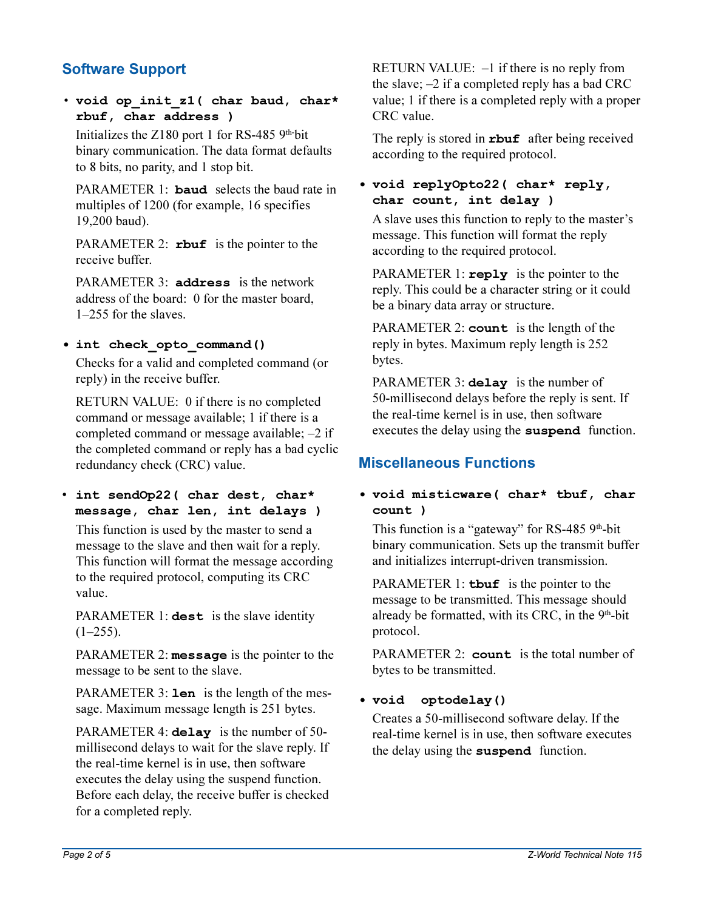## Software Support

- **`void op_init_z1( char baud, char* rbuf, char address )`**

  Initializes the Z180 port 1 for RS-485 9th-bit binary communication. The data format defaults to 8 bits, no parity, and 1 stop bit.

  PARAMETER 1: **baud** selects the baud rate in multiples of 1200 (for example, 16 specifies 19,200 baud).

  PARAMETER 2: **rbuf** is the pointer to the receive buffer.

  PARAMETER 3: **address** is the network address of the board: 0 for the master board, 1–255 for the slaves.

- **`int check_opto_command()`**

  Checks for a valid and completed command (or reply) in the receive buffer.

  RETURN VALUE: 0 if there is no completed command or message available; 1 if there is a completed command or message available; –2 if the completed command or reply has a bad cyclic redundancy check (CRC) value.

- **`int sendOp22( char dest, char* message, char len, int delays )`**

  This function is used by the master to send a message to the slave and then wait for a reply. This function will format the message according to the required protocol, computing its CRC value.

  PARAMETER 1: **dest** is the slave identity (1–255).

  PARAMETER 2: **message** is the pointer to the message to be sent to the slave.

  PARAMETER 3: **len** is the length of the message. Maximum message length is 251 bytes.

  PARAMETER 4: **delay** is the number of 50-millisecond delays to wait for the slave reply. If the real-time kernel is in use, then software executes the delay using the suspend function. Before each delay, the receive buffer is checked for a completed reply.

  RETURN VALUE: –1 if there is no reply from the slave; –2 if a completed reply has a bad CRC value; 1 if there is a completed reply with a proper CRC value.

  The reply is stored in **rbuf** after being received according to the required protocol.

- **`void replyOpto22( char* reply, char count, int delay )`**

  A slave uses this function to reply to the master's message. This function will format the reply according to the required protocol.

  PARAMETER 1: **reply** is the pointer to the reply. This could be a character string or it could be a binary data array or structure.

  PARAMETER 2: **count** is the length of the reply in bytes. Maximum reply length is 252 bytes.

  PARAMETER 3: **delay** is the number of 50-millisecond delays before the reply is sent. If the real-time kernel is in use, then software executes the delay using the **suspend** function.

## Miscellaneous Functions

- **`void misticware( char* tbuf, char count )`**

  This function is a "gateway" for RS-485 9th-bit binary communication. Sets up the transmit buffer and initializes interrupt-driven transmission.

  PARAMETER 1: **tbuf** is the pointer to the message to be transmitted. This message should already be formatted, with its CRC, in the 9th-bit protocol.

  PARAMETER 2: **count** is the total number of bytes to be transmitted.

- **`void optodelay()`**

  Creates a 50-millisecond software delay. If the real-time kernel is in use, then software executes the delay using the **suspend** function.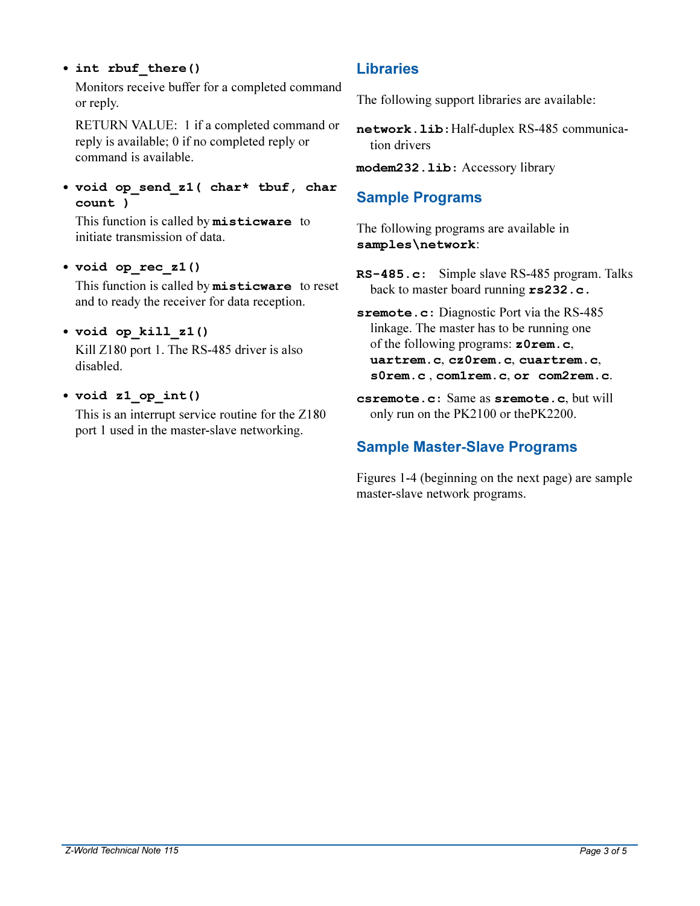- **`int rbuf_there()`**

  Monitors receive buffer for a completed command or reply.

  RETURN VALUE: 1 if a completed command or reply is available; 0 if no completed reply or command is available.

- **`void op_send_z1( char* tbuf, char count )`**

  This function is called by **`misticware`** to initiate transmission of data.

- **`void op_rec_z1()`**

  This function is called by **`misticware`** to reset and to ready the receiver for data reception.

- **`void op_kill_z1()`**

  Kill Z180 port 1. The RS-485 driver is also disabled.

- **`void z1_op_int()`**

  This is an interrupt service routine for the Z180 port 1 used in the master-slave networking.

## Libraries

The following support libraries are available:

**`network.lib`**: Half-duplex RS-485 communication drivers

**`modem232.lib`**: Accessory library

## Sample Programs

The following programs are available in **`samples\network`**:

**`RS-485.c`**: Simple slave RS-485 program. Talks back to master board running **`rs232.c`**.

**`sremote.c`**: Diagnostic Port via the RS-485 linkage. The master has to be running one of the following programs: **`z0rem.c`**, **`uartrem.c`**, **`cz0rem.c`**, **`cuartrem.c`**, **`s0rem.c`** , **`com1rem.c`**, or **`com2rem.c`**.

**`csremote.c`**: Same as **`sremote.c`**, but will only run on the PK2100 or thePK2200.

## Sample Master-Slave Programs

Figures 1-4 (beginning on the next page) are sample master-slave network programs.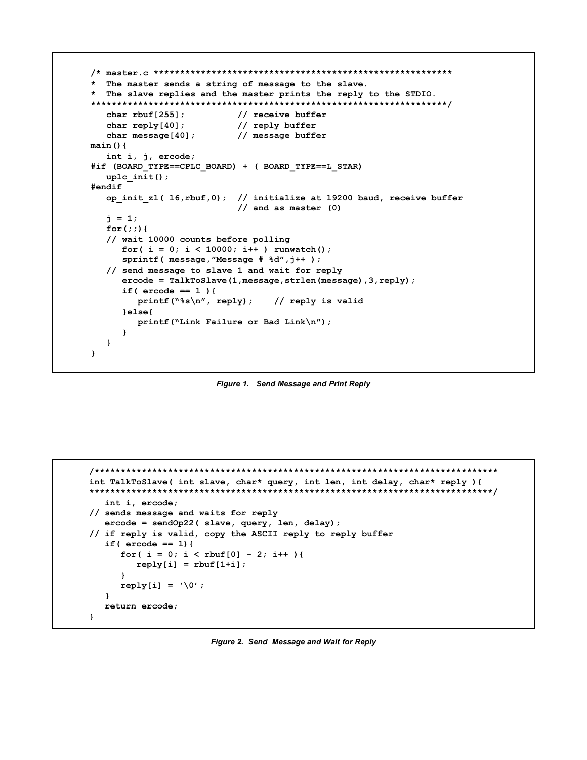```
/* master.c **********************************************************
*  The master sends a string of message to the slave.
*  The slave replies and the master prints the reply to the STDIO.
*********************************************************************/
   char rbuf[255];           // receive buffer
   char reply[40];           // reply buffer
   char message[40];         // message buffer
main(){
   int i, j, ercode;
#if (BOARD_TYPE==CPLC_BOARD) + ( BOARD_TYPE==L_STAR)
   uplc_init();
#endif
   op_init_z1( 16,rbuf,0);  // initialize at 19200 baud, receive buffer
                            // and as master (0)
   j = 1;
   for(;;){
   // wait 10000 counts before polling
      for( i = 0; i < 10000; i++ ) runwatch();
      sprintf( message,"Message # %d",j++ );
   // send message to slave 1 and wait for reply
      ercode = TalkToSlave(1,message,strlen(message),3,reply);
      if( ercode == 1 ){
         printf("%s\n", reply);     // reply is valid
      }else{
         printf("Link Failure or Bad Link\n");
      }
   }
}
```

*Figure 1. Send Message and Print Reply*

```
/******************************************************************************
int TalkToSlave( int slave, char* query, int len, int delay, char* reply ){
******************************************************************************/
   int i, ercode;
// sends message and waits for reply
   ercode = sendOp22( slave, query, len, delay);
// if reply is valid, copy the ASCII reply to reply buffer
   if( ercode == 1){
      for( i = 0; i < rbuf[0] - 2; i++ ){
         reply[i] = rbuf[1+i];
      }
      reply[i] = '\0';
   }
   return ercode;
}
```

*Figure 2. Send Message and Wait for Reply*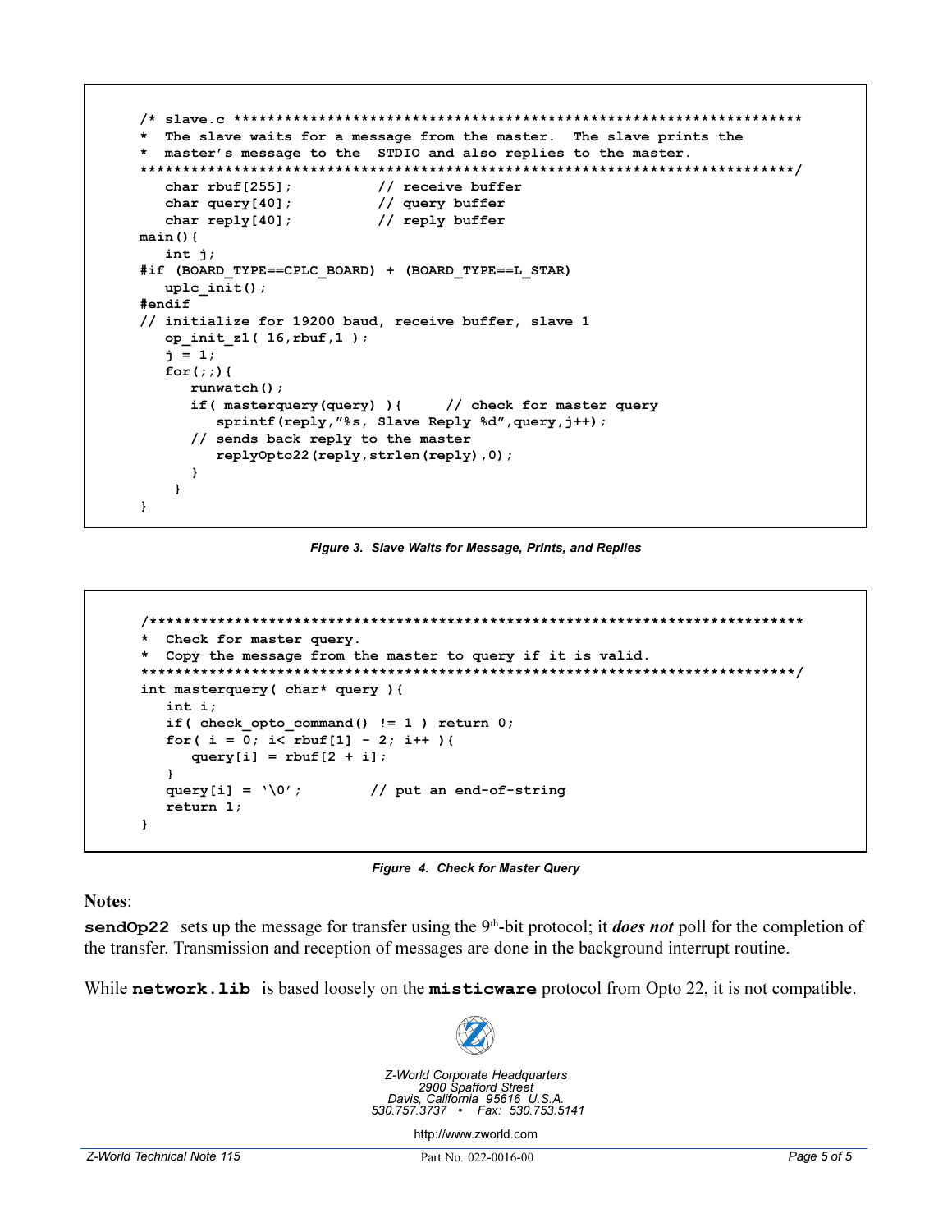```
/* slave.c ********************************************************************
*  The slave waits for a message from the master.  The slave prints the
*  master's message to the  STDIO and also replies to the master.
******************************************************************************/
   char rbuf[255];          // receive buffer
   char query[40];          // query buffer
   char reply[40];          // reply buffer
main(){
   int j;
#if (BOARD_TYPE==CPLC_BOARD) + (BOARD_TYPE==L_STAR)
   uplc_init();
#endif
// initialize for 19200 baud, receive buffer, slave 1
   op_init_z1( 16,rbuf,1 );
   j = 1;
   for(;;){
      runwatch();
      if( masterquery(query) ){     // check for master query
         sprintf(reply,"%s, Slave Reply %d",query,j++);
      // sends back reply to the master
         replyOpto22(reply,strlen(reply),0);
      }
    }
}
```

*Figure 3.  Slave Waits for Message, Prints, and Replies*

```
/*****************************************************************************
*  Check for master query.
*  Copy the message from the master to query if it is valid.
*****************************************************************************/
int masterquery( char* query ){
   int i;
   if( check_opto_command() != 1 ) return 0;
   for( i = 0; i< rbuf[1] - 2; i++ ){
      query[i] = rbuf[2 + i];
   }
   query[i] = '\0';        // put an end-of-string
   return 1;
}
```

*Figure 4.  Check for Master Query*

**Notes**:

**`sendOp22`** sets up the message for transfer using the 9th-bit protocol; it ***does not*** poll for the completion of the transfer. Transmission and reception of messages are done in the background interrupt routine.

While **`network.lib`** is based loosely on the **`misticware`** protocol from Opto 22, it is not compatible.

*Z-World Corporate Headquarters*
*2900 Spafford Street*
*Davis, California 95616 U.S.A.*
*530.757.3737 • Fax: 530.753.5141*

http://www.zworld.com

Part No. 022-0016-00